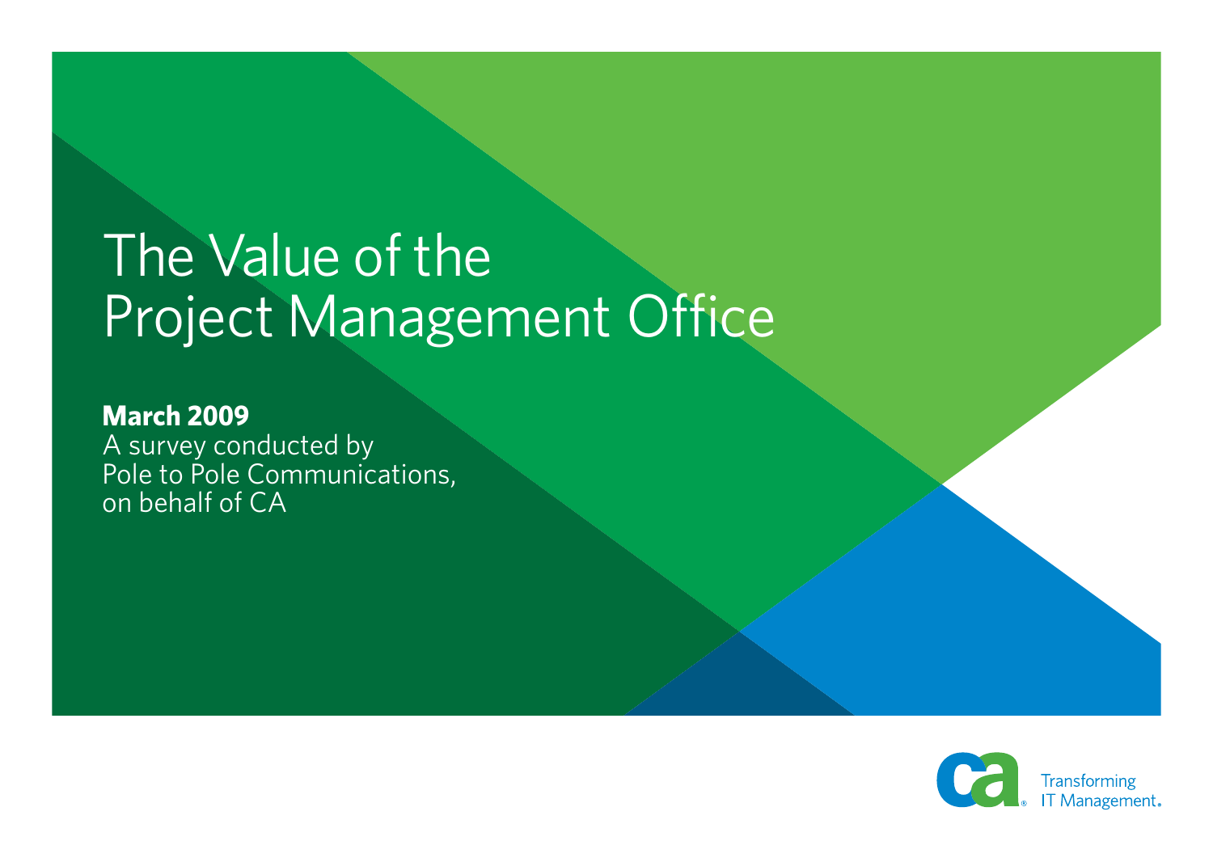# The Value of the Project Management Office

**March 2009**

A survey conducted by Pole to Pole Communications, on behalf of CA

Transforming IT Management.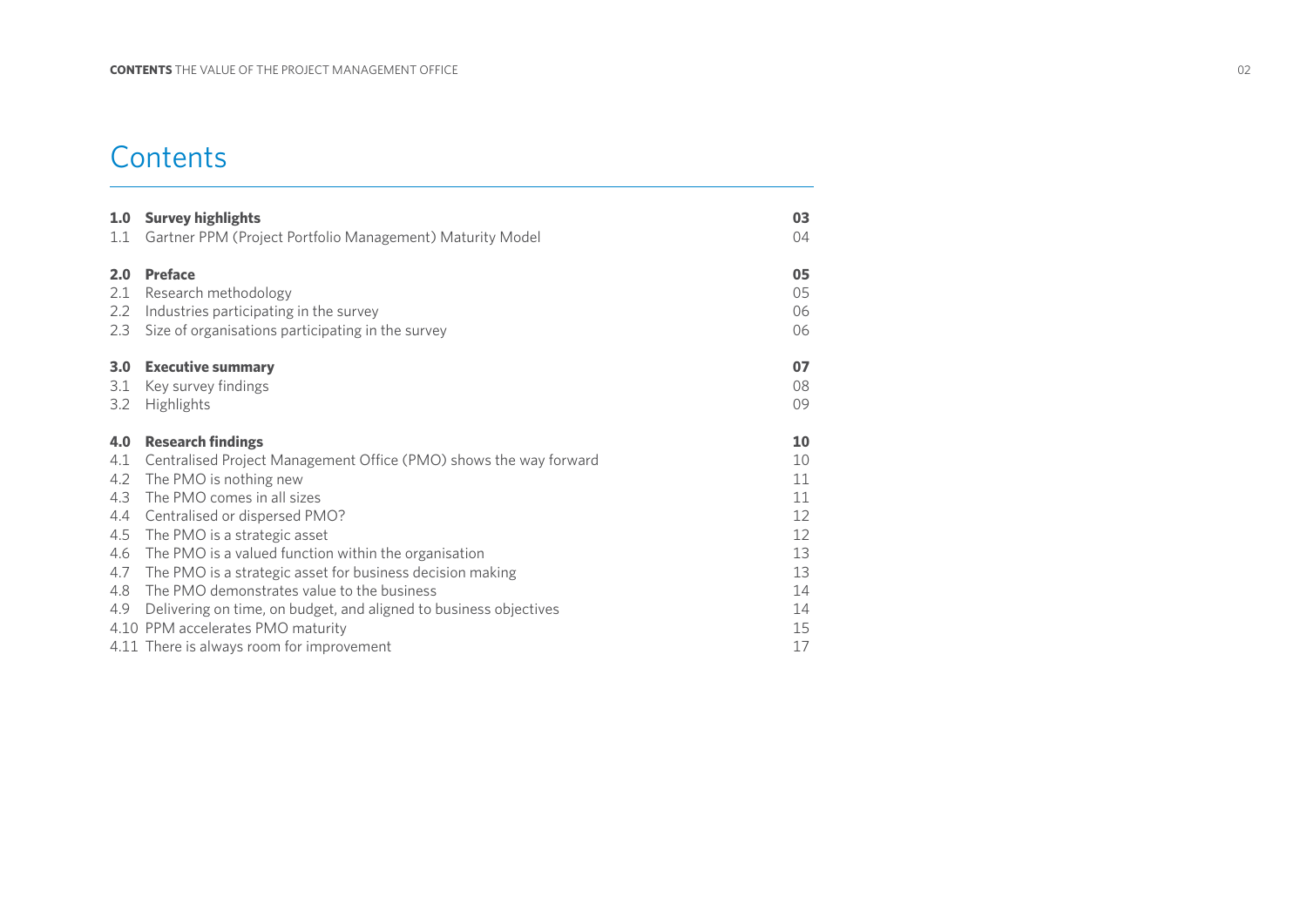# Contents

| | | |
|---|---|---|
| **1.0** | **Survey highlights** | **03** |
| 1.1 | Gartner PPM (Project Portfolio Management) Maturity Model | 04 |
| **2.0** | **Preface** | **05** |
| 2.1 | Research methodology | 05 |
| 2.2 | Industries participating in the survey | 06 |
| 2.3 | Size of organisations participating in the survey | 06 |
| **3.0** | **Executive summary** | **07** |
| 3.1 | Key survey findings | 08 |
| 3.2 | Highlights | 09 |
| **4.0** | **Research findings** | **10** |
| 4.1 | Centralised Project Management Office (PMO) shows the way forward | 10 |
| 4.2 | The PMO is nothing new | 11 |
| 4.3 | The PMO comes in all sizes | 11 |
| 4.4 | Centralised or dispersed PMO? | 12 |
| 4.5 | The PMO is a strategic asset | 12 |
| 4.6 | The PMO is a valued function within the organisation | 13 |
| 4.7 | The PMO is a strategic asset for business decision making | 13 |
| 4.8 | The PMO demonstrates value to the business | 14 |
| 4.9 | Delivering on time, on budget, and aligned to business objectives | 14 |
| 4.10 | PPM accelerates PMO maturity | 15 |
| 4.11 | There is always room for improvement | 17 |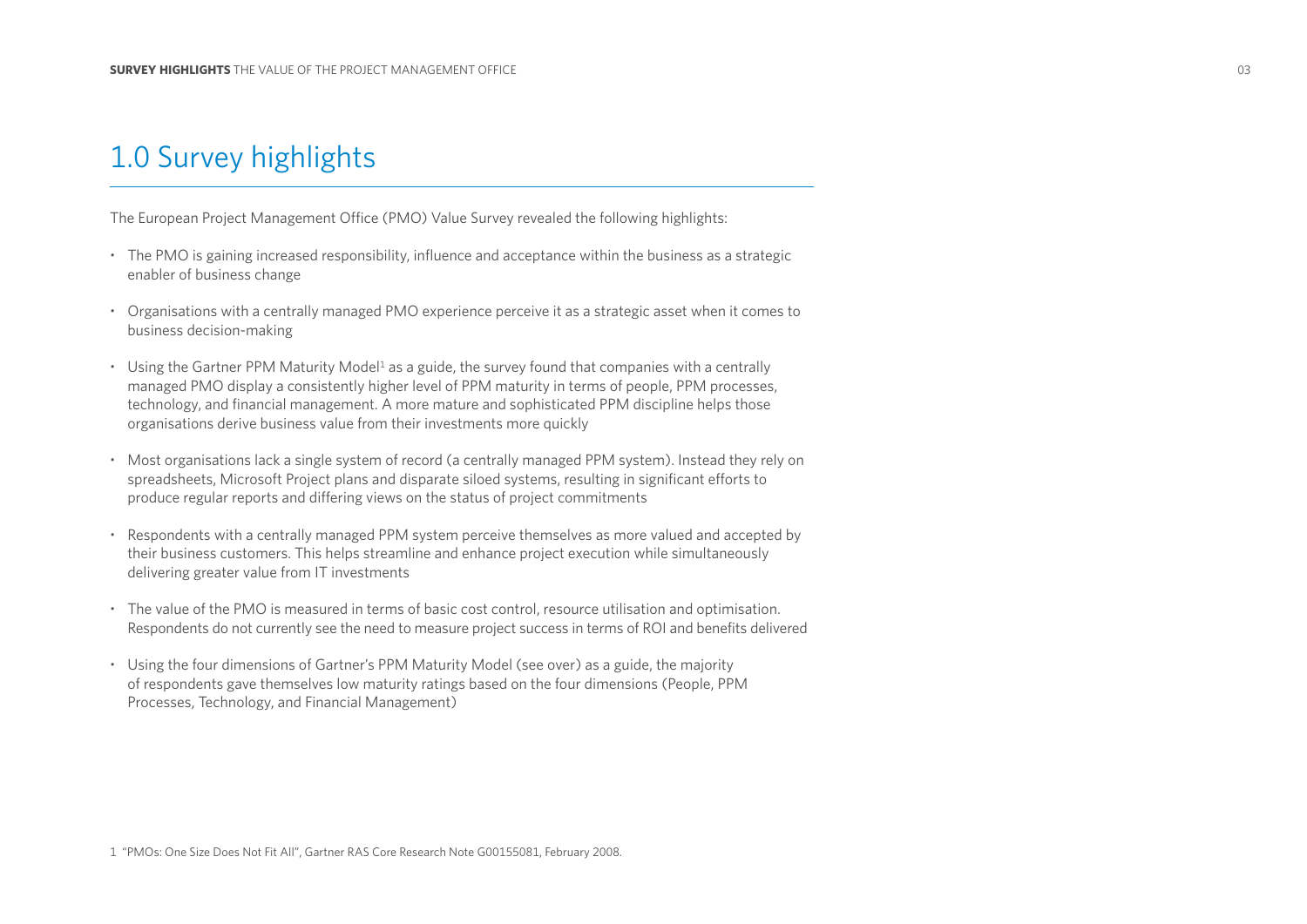# 1.0 Survey highlights

The European Project Management Office (PMO) Value Survey revealed the following highlights:

- The PMO is gaining increased responsibility, influence and acceptance within the business as a strategic enabler of business change
- Organisations with a centrally managed PMO experience perceive it as a strategic asset when it comes to business decision-making
- Using the Gartner PPM Maturity Model[1] as a guide, the survey found that companies with a centrally managed PMO display a consistently higher level of PPM maturity in terms of people, PPM processes, technology, and financial management. A more mature and sophisticated PPM discipline helps those organisations derive business value from their investments more quickly
- Most organisations lack a single system of record (a centrally managed PPM system). Instead they rely on spreadsheets, Microsoft Project plans and disparate siloed systems, resulting in significant efforts to produce regular reports and differing views on the status of project commitments
- Respondents with a centrally managed PPM system perceive themselves as more valued and accepted by their business customers. This helps streamline and enhance project execution while simultaneously delivering greater value from IT investments
- The value of the PMO is measured in terms of basic cost control, resource utilisation and optimisation. Respondents do not currently see the need to measure project success in terms of ROI and benefits delivered
- Using the four dimensions of Gartner's PPM Maturity Model (see over) as a guide, the majority of respondents gave themselves low maturity ratings based on the four dimensions (People, PPM Processes, Technology, and Financial Management)

1 "PMOs: One Size Does Not Fit All", Gartner RAS Core Research Note G00155081, February 2008.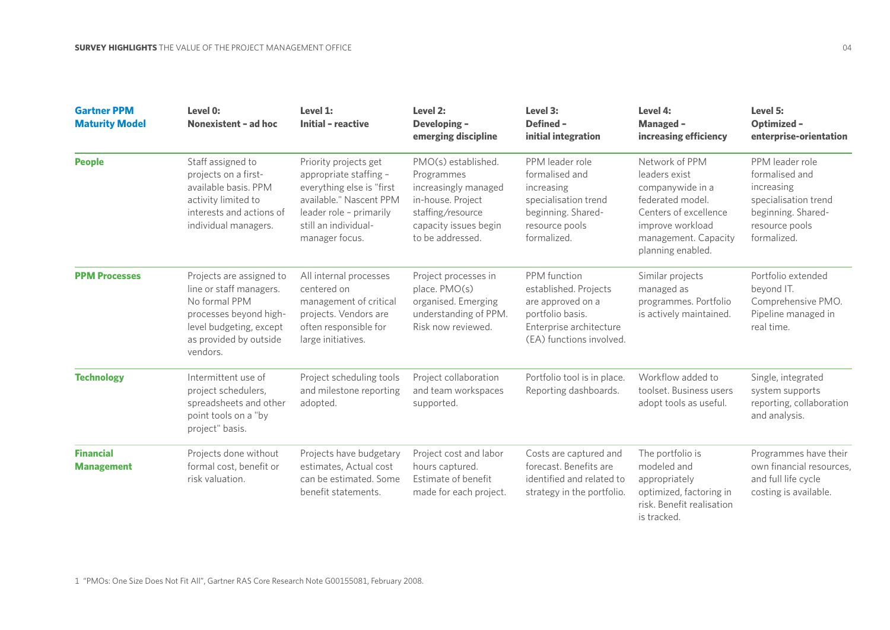| Gartner PPM Maturity Model | Level 0: Nonexistent – ad hoc | Level 1: Initial – reactive | Level 2: Developing – emerging discipline | Level 3: Defined – initial integration | Level 4: Managed – increasing efficiency | Level 5: Optimized – enterprise-orientation |
|---|---|---|---|---|---|---|
| **People** | Staff assigned to projects on a first-available basis. PPM activity limited to interests and actions of individual managers. | Priority projects get appropriate staffing – everything else is "first available." Nascent PPM leader role – primarily still an individual-manager focus. | PMO(s) established. Programmes increasingly managed in-house. Project staffing/resource capacity issues begin to be addressed. | PPM leader role formalised and increasing specialisation trend beginning. Shared-resource pools formalized. | Network of PPM leaders exist companywide in a federated model. Centers of excellence improve workload management. Capacity planning enabled. | PPM leader role formalised and increasing specialisation trend beginning. Shared-resource pools formalized. |
| **PPM Processes** | Projects are assigned to line or staff managers. No formal PPM processes beyond high-level budgeting, except as provided by outside vendors. | All internal processes centered on management of critical projects. Vendors are often responsible for large initiatives. | Project processes in place. PMO(s) organised. Emerging understanding of PPM. Risk now reviewed. | PPM function established. Projects are approved on a portfolio basis. Enterprise architecture (EA) functions involved. | Similar projects managed as programmes. Portfolio is actively maintained. | Portfolio extended beyond IT. Comprehensive PMO. Pipeline managed in real time. |
| **Technology** | Intermittent use of project schedulers, spreadsheets and other point tools on a "by project" basis. | Project scheduling tools and milestone reporting adopted. | Project collaboration and team workspaces supported. | Portfolio tool is in place. Reporting dashboards. | Workflow added to toolset. Business users adopt tools as useful. | Single, integrated system supports reporting, collaboration and analysis. |
| **Financial Management** | Projects done without formal cost, benefit or risk valuation. | Projects have budgetary estimates, Actual cost can be estimated. Some benefit statements. | Project cost and labor hours captured. Estimate of benefit made for each project. | Costs are captured and forecast. Benefits are identified and related to strategy in the portfolio. | The portfolio is modeled and appropriately optimized, factoring in risk. Benefit realisation is tracked. | Programmes have their own financial resources, and full life cycle costing is available. |

1 "PMOs: One Size Does Not Fit All", Gartner RAS Core Research Note G00155081, February 2008.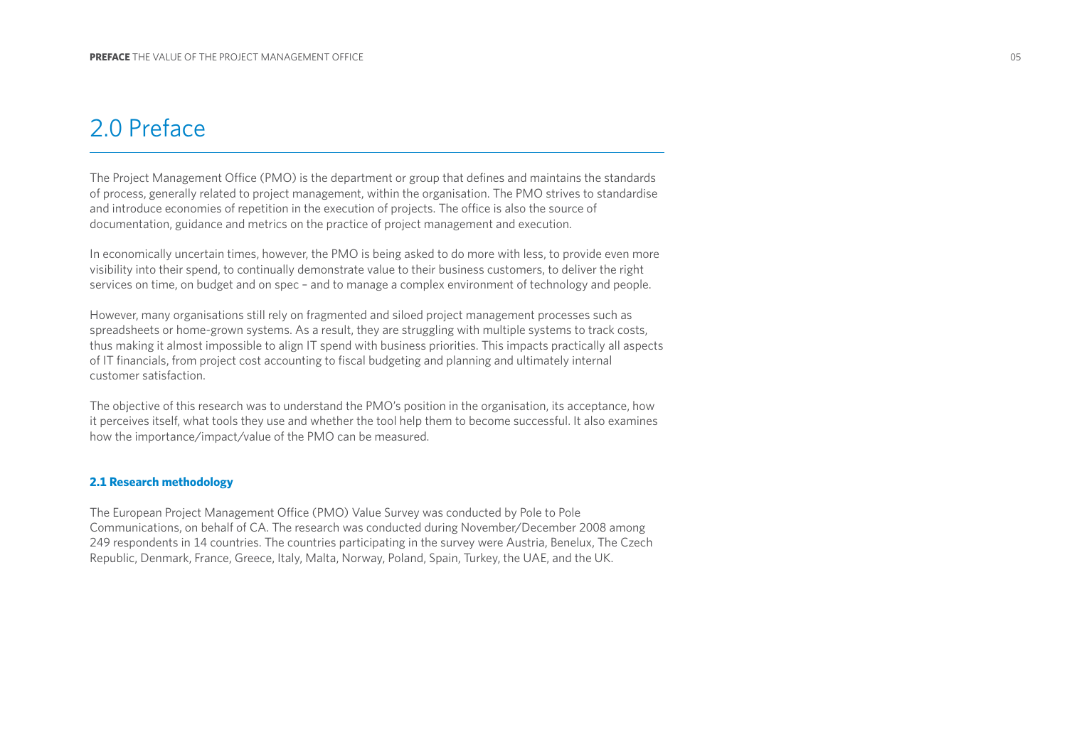# 2.0 Preface

The Project Management Office (PMO) is the department or group that defines and maintains the standards of process, generally related to project management, within the organisation. The PMO strives to standardise and introduce economies of repetition in the execution of projects. The office is also the source of documentation, guidance and metrics on the practice of project management and execution.

In economically uncertain times, however, the PMO is being asked to do more with less, to provide even more visibility into their spend, to continually demonstrate value to their business customers, to deliver the right services on time, on budget and on spec – and to manage a complex environment of technology and people.

However, many organisations still rely on fragmented and siloed project management processes such as spreadsheets or home-grown systems. As a result, they are struggling with multiple systems to track costs, thus making it almost impossible to align IT spend with business priorities. This impacts practically all aspects of IT financials, from project cost accounting to fiscal budgeting and planning and ultimately internal customer satisfaction.

The objective of this research was to understand the PMO's position in the organisation, its acceptance, how it perceives itself, what tools they use and whether the tool help them to become successful. It also examines how the importance/impact/value of the PMO can be measured.

## 2.1 Research methodology

The European Project Management Office (PMO) Value Survey was conducted by Pole to Pole Communications, on behalf of CA. The research was conducted during November/December 2008 among 249 respondents in 14 countries. The countries participating in the survey were Austria, Benelux, The Czech Republic, Denmark, France, Greece, Italy, Malta, Norway, Poland, Spain, Turkey, the UAE, and the UK.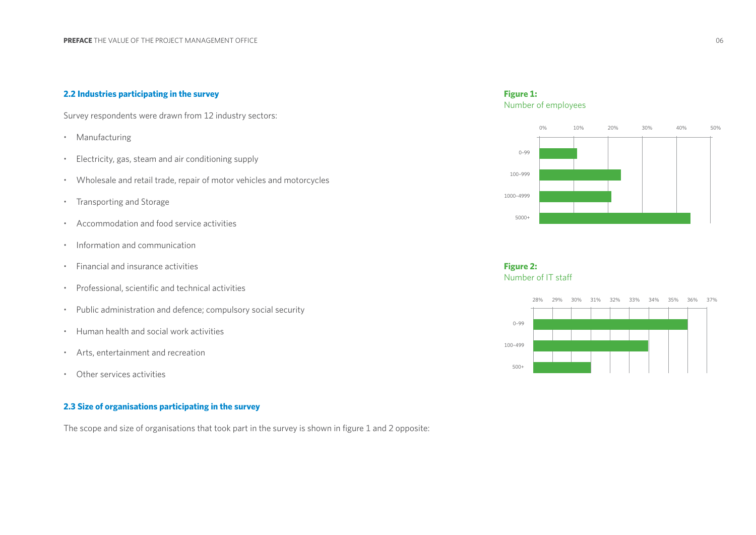## 2.2 Industries participating in the survey

Survey respondents were drawn from 12 industry sectors:

- Manufacturing
- Electricity, gas, steam and air conditioning supply
- Wholesale and retail trade, repair of motor vehicles and motorcycles
- Transporting and Storage
- Accommodation and food service activities
- Information and communication
- Financial and insurance activities
- Professional, scientific and technical activities
- Public administration and defence; compulsory social security
- Human health and social work activities
- Arts, entertainment and recreation
- Other services activities

## 2.3 Size of organisations participating in the survey

The scope and size of organisations that took part in the survey is shown in figure 1 and 2 opposite:

**Figure 1:**
Number of employees

**Figure 2:**
Number of IT staff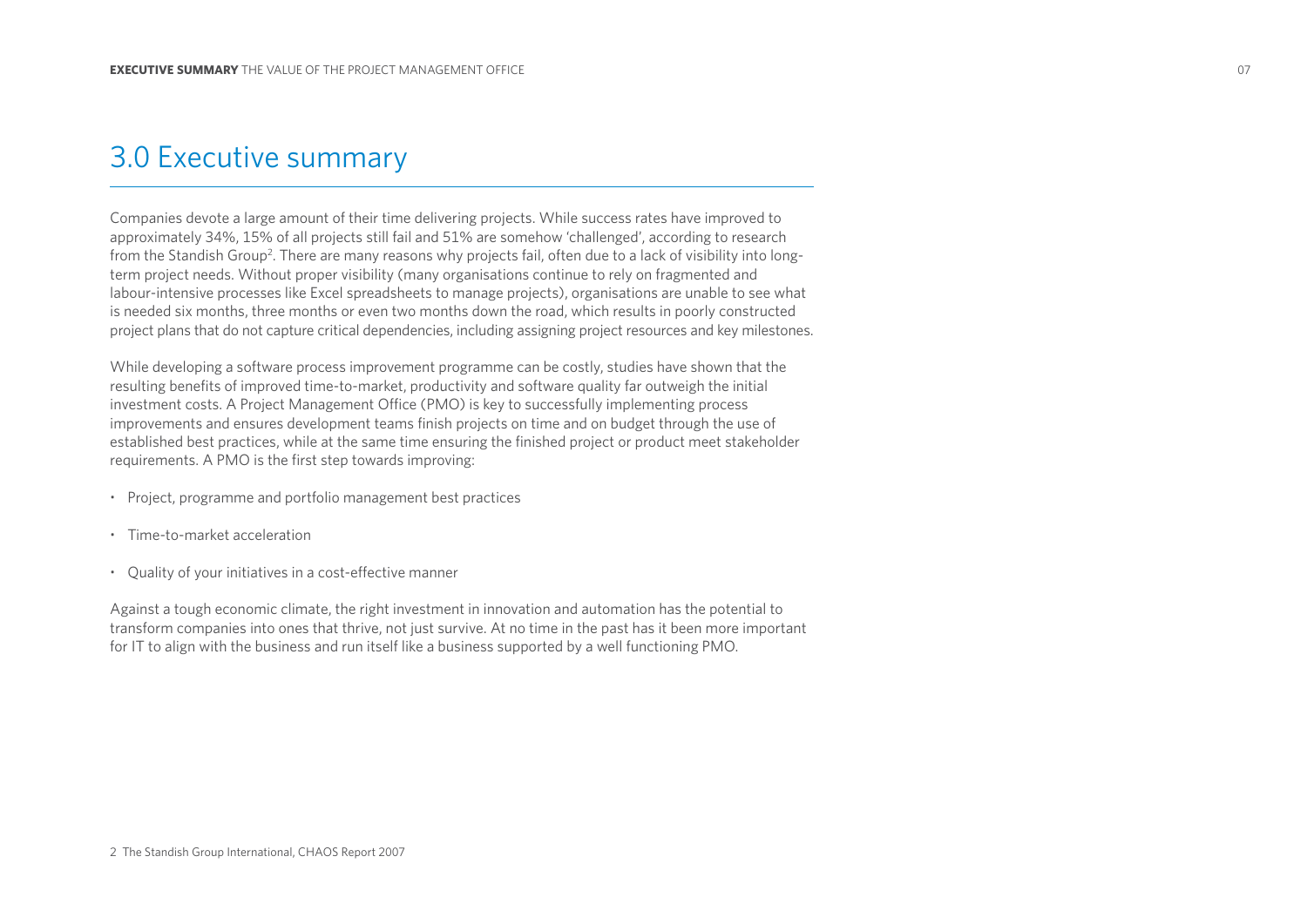# 3.0 Executive summary

Companies devote a large amount of their time delivering projects. While success rates have improved to approximately 34%, 15% of all projects still fail and 51% are somehow 'challenged', according to research from the Standish Group[2]. There are many reasons why projects fail, often due to a lack of visibility into long-term project needs. Without proper visibility (many organisations continue to rely on fragmented and labour-intensive processes like Excel spreadsheets to manage projects), organisations are unable to see what is needed six months, three months or even two months down the road, which results in poorly constructed project plans that do not capture critical dependencies, including assigning project resources and key milestones.

While developing a software process improvement programme can be costly, studies have shown that the resulting benefits of improved time-to-market, productivity and software quality far outweigh the initial investment costs. A Project Management Office (PMO) is key to successfully implementing process improvements and ensures development teams finish projects on time and on budget through the use of established best practices, while at the same time ensuring the finished project or product meet stakeholder requirements. A PMO is the first step towards improving:

- Project, programme and portfolio management best practices
- Time-to-market acceleration
- Quality of your initiatives in a cost-effective manner

Against a tough economic climate, the right investment in innovation and automation has the potential to transform companies into ones that thrive, not just survive. At no time in the past has it been more important for IT to align with the business and run itself like a business supported by a well functioning PMO.

2 The Standish Group International, CHAOS Report 2007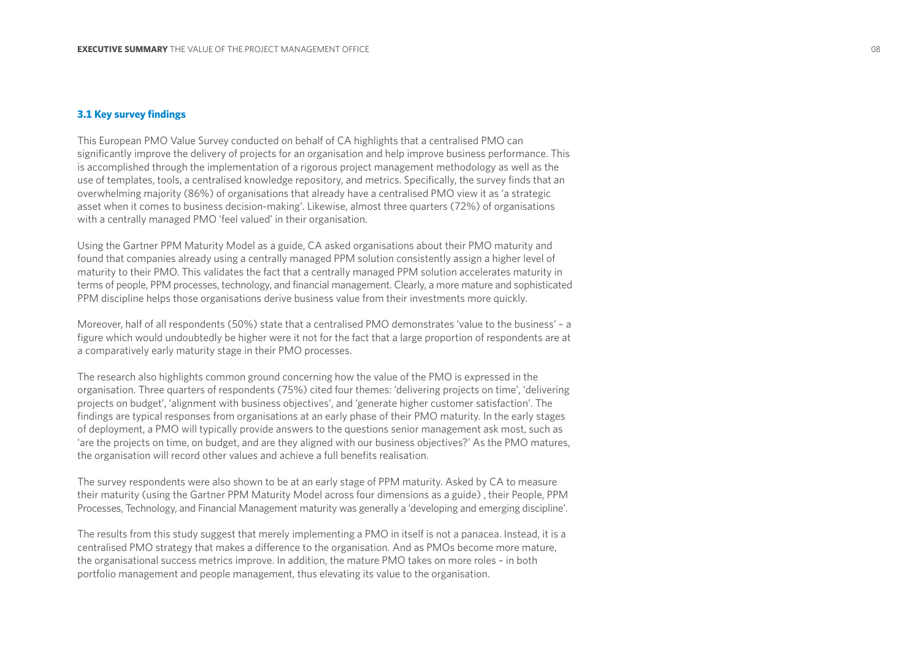### 3.1 Key survey findings

This European PMO Value Survey conducted on behalf of CA highlights that a centralised PMO can significantly improve the delivery of projects for an organisation and help improve business performance. This is accomplished through the implementation of a rigorous project management methodology as well as the use of templates, tools, a centralised knowledge repository, and metrics. Specifically, the survey finds that an overwhelming majority (86%) of organisations that already have a centralised PMO view it as 'a strategic asset when it comes to business decision-making'. Likewise, almost three quarters (72%) of organisations with a centrally managed PMO 'feel valued' in their organisation.

Using the Gartner PPM Maturity Model as a guide, CA asked organisations about their PMO maturity and found that companies already using a centrally managed PPM solution consistently assign a higher level of maturity to their PMO. This validates the fact that a centrally managed PPM solution accelerates maturity in terms of people, PPM processes, technology, and financial management. Clearly, a more mature and sophisticated PPM discipline helps those organisations derive business value from their investments more quickly.

Moreover, half of all respondents (50%) state that a centralised PMO demonstrates 'value to the business' – a figure which would undoubtedly be higher were it not for the fact that a large proportion of respondents are at a comparatively early maturity stage in their PMO processes.

The research also highlights common ground concerning how the value of the PMO is expressed in the organisation. Three quarters of respondents (75%) cited four themes: 'delivering projects on time', 'delivering projects on budget', 'alignment with business objectives', and 'generate higher customer satisfaction'. The findings are typical responses from organisations at an early phase of their PMO maturity. In the early stages of deployment, a PMO will typically provide answers to the questions senior management ask most, such as 'are the projects on time, on budget, and are they aligned with our business objectives?' As the PMO matures, the organisation will record other values and achieve a full benefits realisation.

The survey respondents were also shown to be at an early stage of PPM maturity. Asked by CA to measure their maturity (using the Gartner PPM Maturity Model across four dimensions as a guide) , their People, PPM Processes, Technology, and Financial Management maturity was generally a 'developing and emerging discipline'.

The results from this study suggest that merely implementing a PMO in itself is not a panacea. Instead, it is a centralised PMO strategy that makes a difference to the organisation. And as PMOs become more mature, the organisational success metrics improve. In addition, the mature PMO takes on more roles – in both portfolio management and people management, thus elevating its value to the organisation.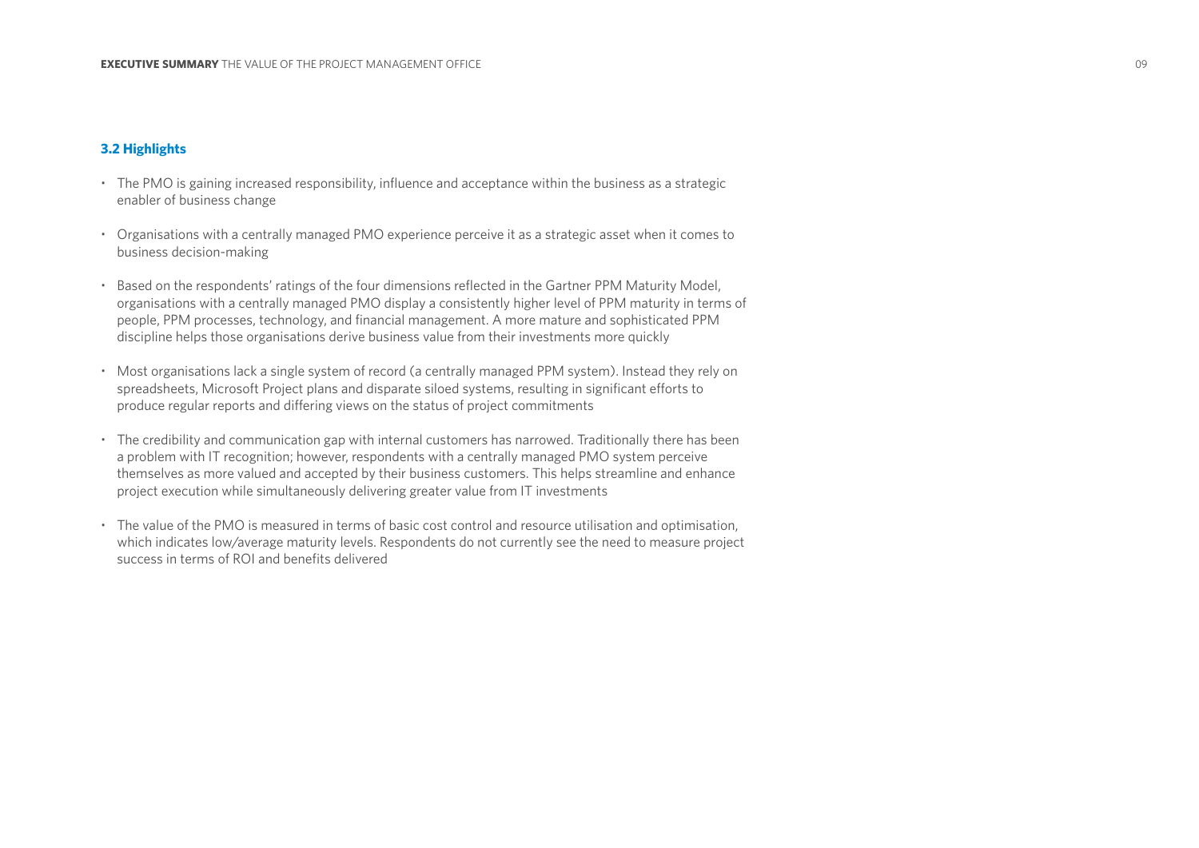### 3.2 Highlights

- The PMO is gaining increased responsibility, influence and acceptance within the business as a strategic enabler of business change
- Organisations with a centrally managed PMO experience perceive it as a strategic asset when it comes to business decision-making
- Based on the respondents' ratings of the four dimensions reflected in the Gartner PPM Maturity Model, organisations with a centrally managed PMO display a consistently higher level of PPM maturity in terms of people, PPM processes, technology, and financial management. A more mature and sophisticated PPM discipline helps those organisations derive business value from their investments more quickly
- Most organisations lack a single system of record (a centrally managed PPM system). Instead they rely on spreadsheets, Microsoft Project plans and disparate siloed systems, resulting in significant efforts to produce regular reports and differing views on the status of project commitments
- The credibility and communication gap with internal customers has narrowed. Traditionally there has been a problem with IT recognition; however, respondents with a centrally managed PMO system perceive themselves as more valued and accepted by their business customers. This helps streamline and enhance project execution while simultaneously delivering greater value from IT investments
- The value of the PMO is measured in terms of basic cost control and resource utilisation and optimisation, which indicates low/average maturity levels. Respondents do not currently see the need to measure project success in terms of ROI and benefits delivered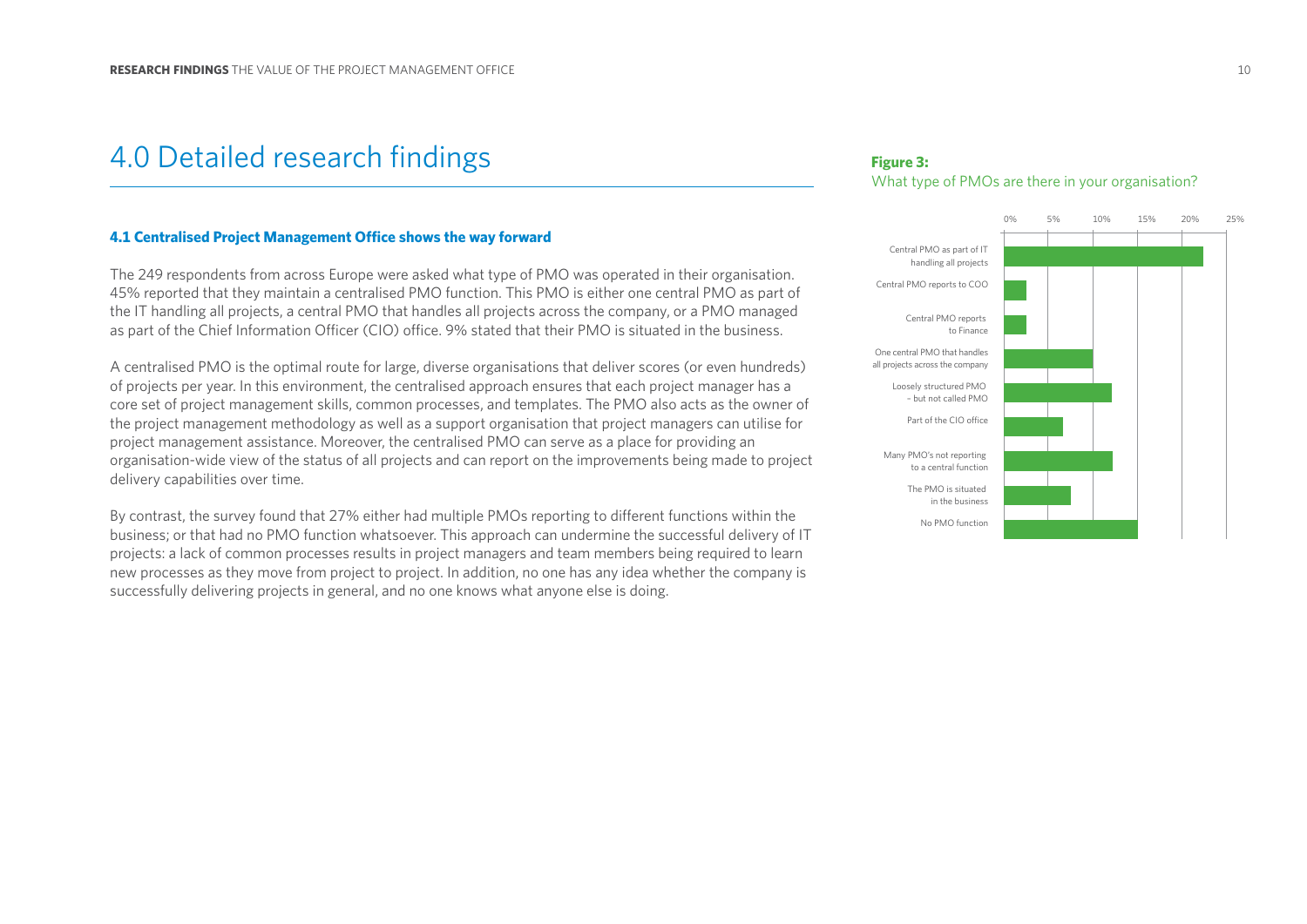# 4.0 Detailed research findings

### 4.1 Centralised Project Management Office shows the way forward

The 249 respondents from across Europe were asked what type of PMO was operated in their organisation. 45% reported that they maintain a centralised PMO function. This PMO is either one central PMO as part of the IT handling all projects, a central PMO that handles all projects across the company, or a PMO managed as part of the Chief Information Officer (CIO) office. 9% stated that their PMO is situated in the business.

A centralised PMO is the optimal route for large, diverse organisations that deliver scores (or even hundreds) of projects per year. In this environment, the centralised approach ensures that each project manager has a core set of project management skills, common processes, and templates. The PMO also acts as the owner of the project management methodology as well as a support organisation that project managers can utilise for project management assistance. Moreover, the centralised PMO can serve as a place for providing an organisation-wide view of the status of all projects and can report on the improvements being made to project delivery capabilities over time.

By contrast, the survey found that 27% either had multiple PMOs reporting to different functions within the business; or that had no PMO function whatsoever. This approach can undermine the successful delivery of IT projects: a lack of common processes results in project managers and team members being required to learn new processes as they move from project to project. In addition, no one has any idea whether the company is successfully delivering projects in general, and no one knows what anyone else is doing.

**Figure 3:**
What type of PMOs are there in your organisation?

- Central PMO as part of IT handling all projects
- Central PMO reports to COO
- Central PMO reports to Finance
- One central PMO that handles all projects across the company
- Loosely structured PMO – but not called PMO
- Part of the CIO office
- Many PMO's not reporting to a central function
- The PMO is situated in the business
- No PMO function

(Horizontal axis: 0%, 5%, 10%, 15%, 20%, 25%)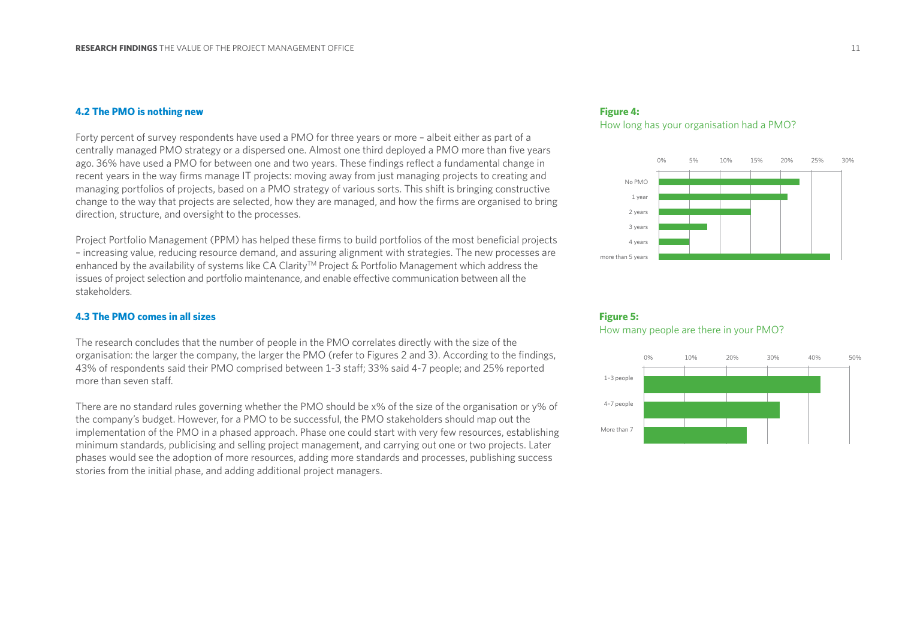### 4.2 The PMO is nothing new

Forty percent of survey respondents have used a PMO for three years or more – albeit either as part of a centrally managed PMO strategy or a dispersed one. Almost one third deployed a PMO more than five years ago. 36% have used a PMO for between one and two years. These findings reflect a fundamental change in recent years in the way firms manage IT projects: moving away from just managing projects to creating and managing portfolios of projects, based on a PMO strategy of various sorts. This shift is bringing constructive change to the way that projects are selected, how they are managed, and how the firms are organised to bring direction, structure, and oversight to the processes.

Project Portfolio Management (PPM) has helped these firms to build portfolios of the most beneficial projects – increasing value, reducing resource demand, and assuring alignment with strategies. The new processes are enhanced by the availability of systems like CA Clarity™ Project & Portfolio Management which address the issues of project selection and portfolio maintenance, and enable effective communication between all the stakeholders.

### 4.3 The PMO comes in all sizes

The research concludes that the number of people in the PMO correlates directly with the size of the organisation: the larger the company, the larger the PMO (refer to Figures 2 and 3). According to the findings, 43% of respondents said their PMO comprised between 1-3 staff; 33% said 4-7 people; and 25% reported more than seven staff.

There are no standard rules governing whether the PMO should be x% of the size of the organisation or y% of the company's budget. However, for a PMO to be successful, the PMO stakeholders should map out the implementation of the PMO in a phased approach. Phase one could start with very few resources, establishing minimum standards, publicising and selling project management, and carrying out one or two projects. Later phases would see the adoption of more resources, adding more standards and processes, publishing success stories from the initial phase, and adding additional project managers.

**Figure 4:**
How long has your organisation had a PMO?

| Duration | Approx. % |
|---|---|
| No PMO | ~23% |
| 1 year | ~21% |
| 2 years | ~15% |
| 3 years | ~8% |
| 4 years | ~5% |
| more than 5 years | ~28% |

**Figure 5:**
How many people are there in your PMO?

| PMO size | Approx. % |
|---|---|
| 1-3 people | ~43% |
| 4-7 people | ~33% |
| More than 7 | ~25% |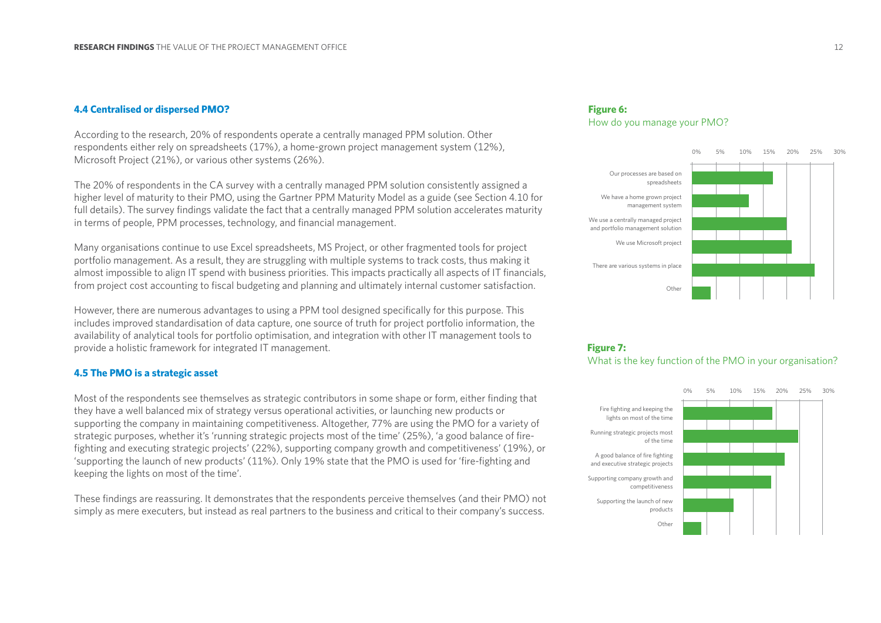### 4.4 Centralised or dispersed PMO?

According to the research, 20% of respondents operate a centrally managed PPM solution. Other respondents either rely on spreadsheets (17%), a home-grown project management system (12%), Microsoft Project (21%), or various other systems (26%).

The 20% of respondents in the CA survey with a centrally managed PPM solution consistently assigned a higher level of maturity to their PMO, using the Gartner PPM Maturity Model as a guide (see Section 4.10 for full details). The survey findings validate the fact that a centrally managed PPM solution accelerates maturity in terms of people, PPM processes, technology, and financial management.

Many organisations continue to use Excel spreadsheets, MS Project, or other fragmented tools for project portfolio management. As a result, they are struggling with multiple systems to track costs, thus making it almost impossible to align IT spend with business priorities. This impacts practically all aspects of IT financials, from project cost accounting to fiscal budgeting and planning and ultimately internal customer satisfaction.

However, there are numerous advantages to using a PPM tool designed specifically for this purpose. This includes improved standardisation of data capture, one source of truth for project portfolio information, the availability of analytical tools for portfolio optimisation, and integration with other IT management tools to provide a holistic framework for integrated IT management.

### 4.5 The PMO is a strategic asset

Most of the respondents see themselves as strategic contributors in some shape or form, either finding that they have a well balanced mix of strategy versus operational activities, or launching new products or supporting the company in maintaining competitiveness. Altogether, 77% are using the PMO for a variety of strategic purposes, whether it's 'running strategic projects most of the time' (25%), 'a good balance of fire-fighting and executing strategic projects' (22%), supporting company growth and competitiveness' (19%), or 'supporting the launch of new products' (11%). Only 19% state that the PMO is used for 'fire-fighting and keeping the lights on most of the time'.

These findings are reassuring. It demonstrates that the respondents perceive themselves (and their PMO) not simply as mere executers, but instead as real partners to the business and critical to their company's success.

**Figure 6:**
How do you manage your PMO?

| Response | Approx. % |
|---|---|
| Our processes are based on spreadsheets | 17% |
| We have a home grown project management system | 12% |
| We use a centrally managed project and portfolio management solution | 20% |
| We use Microsoft project | 21% |
| There are various systems in place | 26% |
| Other | 4% |

**Figure 7:**
What is the key function of the PMO in your organisation?

| Response | Approx. % |
|---|---|
| Fire fighting and keeping the lights on most of the time | 19% |
| Running strategic projects most of the time | 25% |
| A good balance of fire fighting and executive strategic projects | 22% |
| Supporting company growth and competitiveness | 19% |
| Supporting the launch of new products | 11% |
| Other | 4% |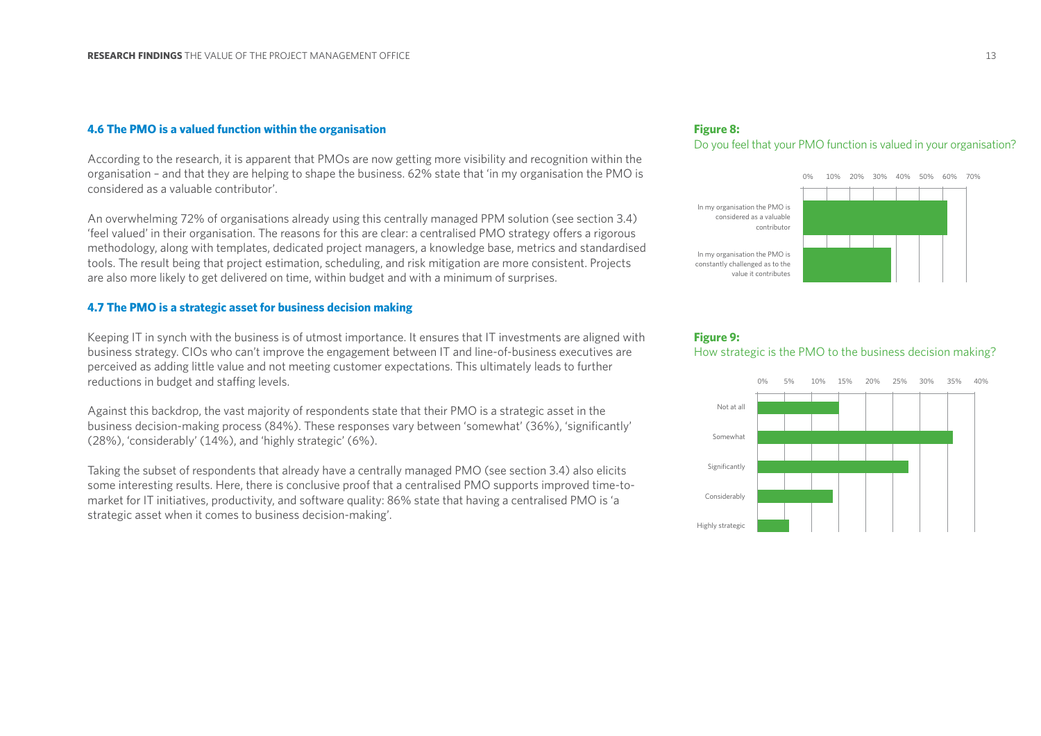### 4.6 The PMO is a valued function within the organisation

According to the research, it is apparent that PMOs are now getting more visibility and recognition within the organisation – and that they are helping to shape the business. 62% state that 'in my organisation the PMO is considered as a valuable contributor'.

An overwhelming 72% of organisations already using this centrally managed PPM solution (see section 3.4) 'feel valued' in their organisation. The reasons for this are clear: a centralised PMO strategy offers a rigorous methodology, along with templates, dedicated project managers, a knowledge base, metrics and standardised tools. The result being that project estimation, scheduling, and risk mitigation are more consistent. Projects are also more likely to get delivered on time, within budget and with a minimum of surprises.

### 4.7 The PMO is a strategic asset for business decision making

Keeping IT in synch with the business is of utmost importance. It ensures that IT investments are aligned with business strategy. CIOs who can't improve the engagement between IT and line-of-business executives are perceived as adding little value and not meeting customer expectations. This ultimately leads to further reductions in budget and staffing levels.

Against this backdrop, the vast majority of respondents state that their PMO is a strategic asset in the business decision-making process (84%). These responses vary between 'somewhat' (36%), 'significantly' (28%), 'considerably' (14%), and 'highly strategic' (6%).

Taking the subset of respondents that already have a centrally managed PMO (see section 3.4) also elicits some interesting results. Here, there is conclusive proof that a centralised PMO supports improved time-to-market for IT initiatives, productivity, and software quality: 86% state that having a centralised PMO is 'a strategic asset when it comes to business decision-making'.

**Figure 8:**
Do you feel that your PMO function is valued in your organisation?

| Response | 0% – 70% |
|---|---|
| In my organisation the PMO is considered as a valuable contributor | |
| In my organisation the PMO is constantly challenged as to the value it contributes | |

**Figure 9:**
How strategic is the PMO to the business decision making?

| Response | 0% – 40% |
|---|---|
| Not at all | |
| Somewhat | |
| Significantly | |
| Considerably | |
| Highly strategic | |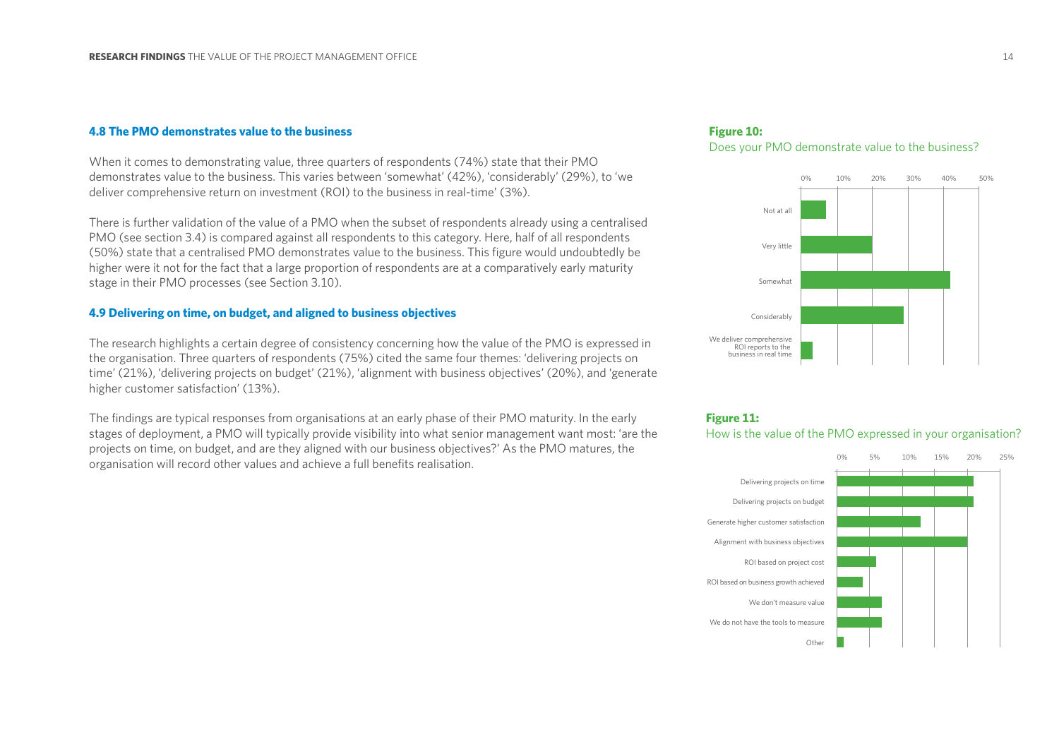### 4.8 The PMO demonstrates value to the business

When it comes to demonstrating value, three quarters of respondents (74%) state that their PMO demonstrates value to the business. This varies between 'somewhat' (42%), 'considerably' (29%), to 'we deliver comprehensive return on investment (ROI) to the business in real-time' (3%).

There is further validation of the value of a PMO when the subset of respondents already using a centralised PMO (see section 3.4) is compared against all respondents to this category. Here, half of all respondents (50%) state that a centralised PMO demonstrates value to the business. This figure would undoubtedly be higher were it not for the fact that a large proportion of respondents are at a comparatively early maturity stage in their PMO processes (see Section 3.10).

### 4.9 Delivering on time, on budget, and aligned to business objectives

The research highlights a certain degree of consistency concerning how the value of the PMO is expressed in the organisation. Three quarters of respondents (75%) cited the same four themes: 'delivering projects on time' (21%), 'delivering projects on budget' (21%), 'alignment with business objectives' (20%), and 'generate higher customer satisfaction' (13%).

The findings are typical responses from organisations at an early phase of their PMO maturity. In the early stages of deployment, a PMO will typically provide visibility into what senior management want most: 'are the projects on time, on budget, and are they aligned with our business objectives?' As the PMO matures, the organisation will record other values and achieve a full benefits realisation.

**Figure 10:**
Does your PMO demonstrate value to the business?

Chart categories (axis 0%–50%): Not at all; Very little; Somewhat; Considerably; We deliver comprehensive ROI reports to the business in real time

**Figure 11:**
How is the value of the PMO expressed in your organisation?

Chart categories (axis 0%–25%): Delivering projects on time; Delivering projects on budget; Generate higher customer satisfaction; Alignment with business objectives; ROI based on project cost; ROI based on business growth achieved; We don't measure value; We do not have the tools to measure; Other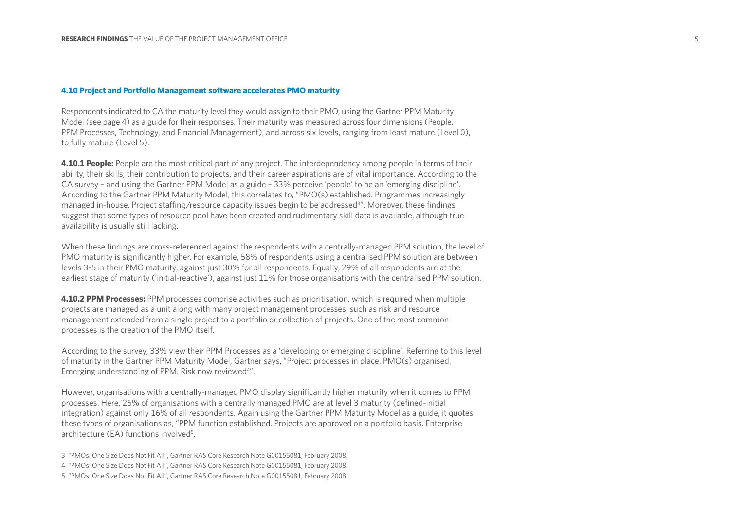### 4.10 Project and Portfolio Management software accelerates PMO maturity

Respondents indicated to CA the maturity level they would assign to their PMO, using the Gartner PPM Maturity Model (see page 4) as a guide for their responses. Their maturity was measured across four dimensions (People, PPM Processes, Technology, and Financial Management), and across six levels, ranging from least mature (Level 0), to fully mature (Level 5).

**4.10.1 People:** People are the most critical part of any project. The interdependency among people in terms of their ability, their skills, their contribution to projects, and their career aspirations are of vital importance. According to the CA survey – and using the Gartner PPM Model as a guide – 33% perceive 'people' to be an 'emerging discipline'. According to the Gartner PPM Maturity Model, this correlates to, "PMO(s) established. Programmes increasingly managed in-house. Project staffing/resource capacity issues begin to be addressed[3]". Moreover, these findings suggest that some types of resource pool have been created and rudimentary skill data is available, although true availability is usually still lacking.

When these findings are cross-referenced against the respondents with a centrally-managed PPM solution, the level of PMO maturity is significantly higher. For example, 58% of respondents using a centralised PPM solution are between levels 3-5 in their PMO maturity, against just 30% for all respondents. Equally, 29% of all respondents are at the earliest stage of maturity ('initial-reactive'), against just 11% for those organisations with the centralised PPM solution.

**4.10.2 PPM Processes:** PPM processes comprise activities such as prioritisation, which is required when multiple projects are managed as a unit along with many project management processes, such as risk and resource management extended from a single project to a portfolio or collection of projects. One of the most common processes is the creation of the PMO itself.

According to the survey, 33% view their PPM Processes as a 'developing or emerging discipline'. Referring to this level of maturity in the Gartner PPM Maturity Model, Gartner says, "Project processes in place. PMO(s) organised. Emerging understanding of PPM. Risk now reviewed[4]".

However, organisations with a centrally-managed PMO display significantly higher maturity when it comes to PPM processes. Here, 26% of organisations with a centrally managed PMO are at level 3 maturity (defined-initial integration) against only 16% of all respondents. Again using the Gartner PPM Maturity Model as a guide, it quotes these types of organisations as, "PPM function established. Projects are approved on a portfolio basis. Enterprise architecture (EA) functions involved[5].

3 "PMOs: One Size Does Not Fit All", Gartner RAS Core Research Note G00155081, February 2008.

4 "PMOs: One Size Does Not Fit All", Gartner RAS Core Research Note G00155081, February 2008.

5 "PMOs: One Size Does Not Fit All", Gartner RAS Core Research Note G00155081, February 2008.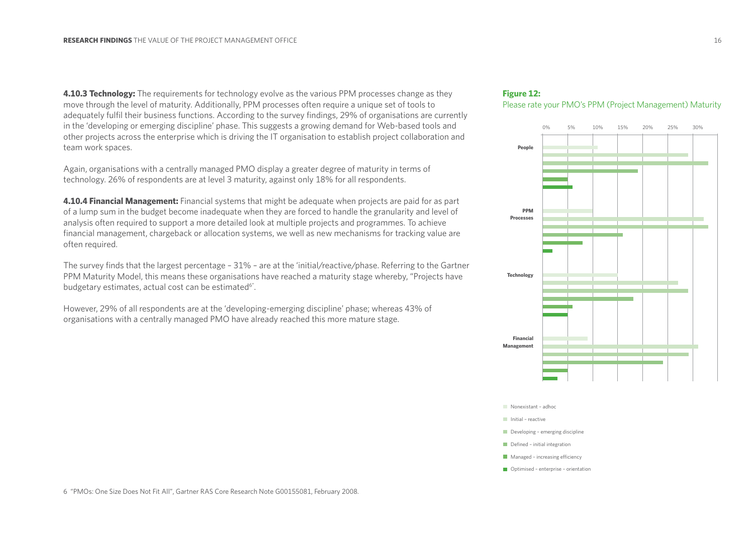**4.10.3 Technology:** The requirements for technology evolve as the various PPM processes change as they move through the level of maturity. Additionally, PPM processes often require a unique set of tools to adequately fulfil their business functions. According to the survey findings, 29% of organisations are currently in the 'developing or emerging discipline' phase. This suggests a growing demand for Web-based tools and other projects across the enterprise which is driving the IT organisation to establish project collaboration and team work spaces.

Again, organisations with a centrally managed PMO display a greater degree of maturity in terms of technology. 26% of respondents are at level 3 maturity, against only 18% for all respondents.

**4.10.4 Financial Management:** Financial systems that might be adequate when projects are paid for as part of a lump sum in the budget become inadequate when they are forced to handle the granularity and level of analysis often required to support a more detailed look at multiple projects and programmes. To achieve financial management, chargeback or allocation systems, we well as new mechanisms for tracking value are often required.

The survey finds that the largest percentage – 31% – are at the 'initial/reactive/phase. Referring to the Gartner PPM Maturity Model, this means these organisations have reached a maturity stage whereby, "Projects have budgetary estimates, actual cost can be estimated[6]".

However, 29% of all respondents are at the 'developing-emerging discipline' phase; whereas 43% of organisations with a centrally managed PMO have already reached this more mature stage.

**Figure 12:**
Please rate your PMO's PPM (Project Management) Maturity

Legend: Nonexistant – adhoc; Initial – reactive; Developing – emerging discipline; Defined – initial integration; Managed – increasing efficiency; Optimised – enterprise – orientation

Categories: People; PPM Processes; Technology; Financial Management (axis: 0%, 5%, 10%, 15%, 20%, 25%, 30%)

6 "PMOs: One Size Does Not Fit All", Gartner RAS Core Research Note G00155081, February 2008.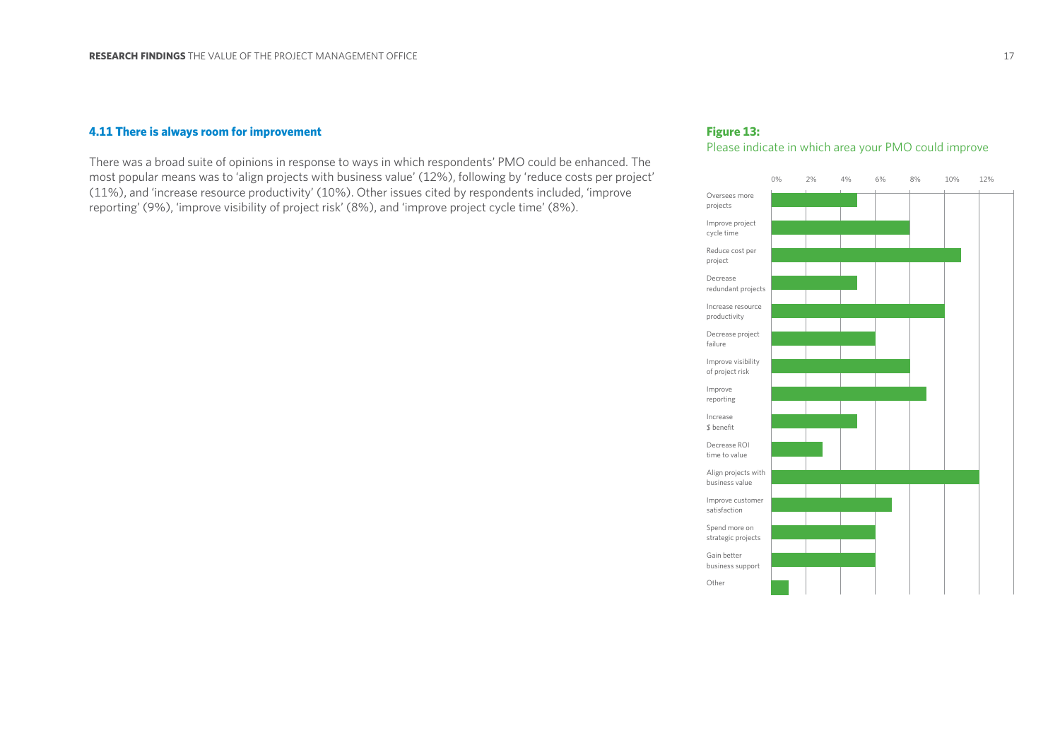### 4.11 There is always room for improvement

There was a broad suite of opinions in response to ways in which respondents' PMO could be enhanced. The most popular means was to 'align projects with business value' (12%), following by 'reduce costs per project' (11%), and 'increase resource productivity' (10%). Other issues cited by respondents included, 'improve reporting' (9%), 'improve visibility of project risk' (8%), and 'improve project cycle time' (8%).

**Figure 13:**

Please indicate in which area your PMO could improve

0% 2% 4% 6% 8% 10% 12%

Oversees more projects

Improve project cycle time

Reduce cost per project

Decrease redundant projects

Increase resource productivity

Decrease project failure

Improve visibility of project risk

Improve reporting

Increase $ benefit

Decrease ROI time to value

Align projects with business value

Improve customer satisfaction

Spend more on strategic projects

Gain better business support

Other